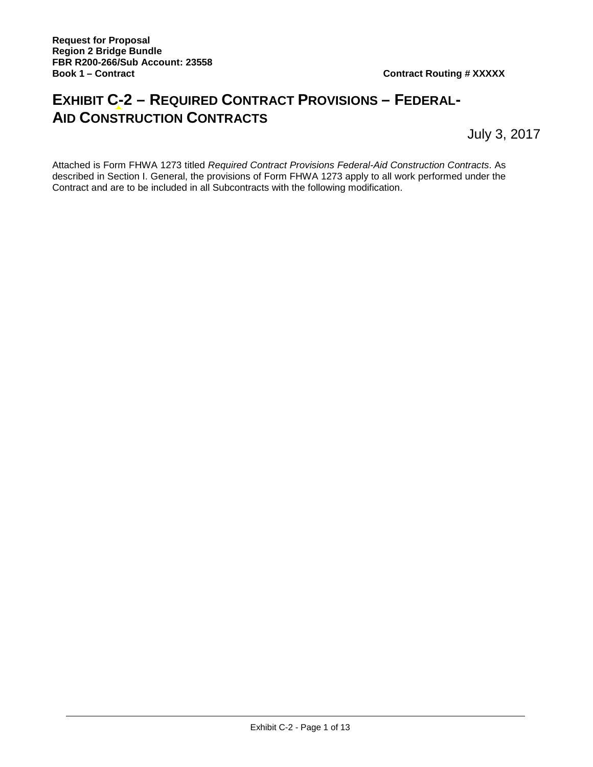# EXHIBIT C-2 – REQUIRED CONTRACT PROVISIONS – FEDERAL-AID CONSTRUCTION CONTRACTS

July 3, 2017

Attached is Form FHWA 1273 titled *Required Contract Provisions Federal-Aid Construction Contracts*. As described in Section I. General, the provisions of Form FHWA 1273 apply to all work performed under the Contract and are to be included in all Subcontracts with the following modification.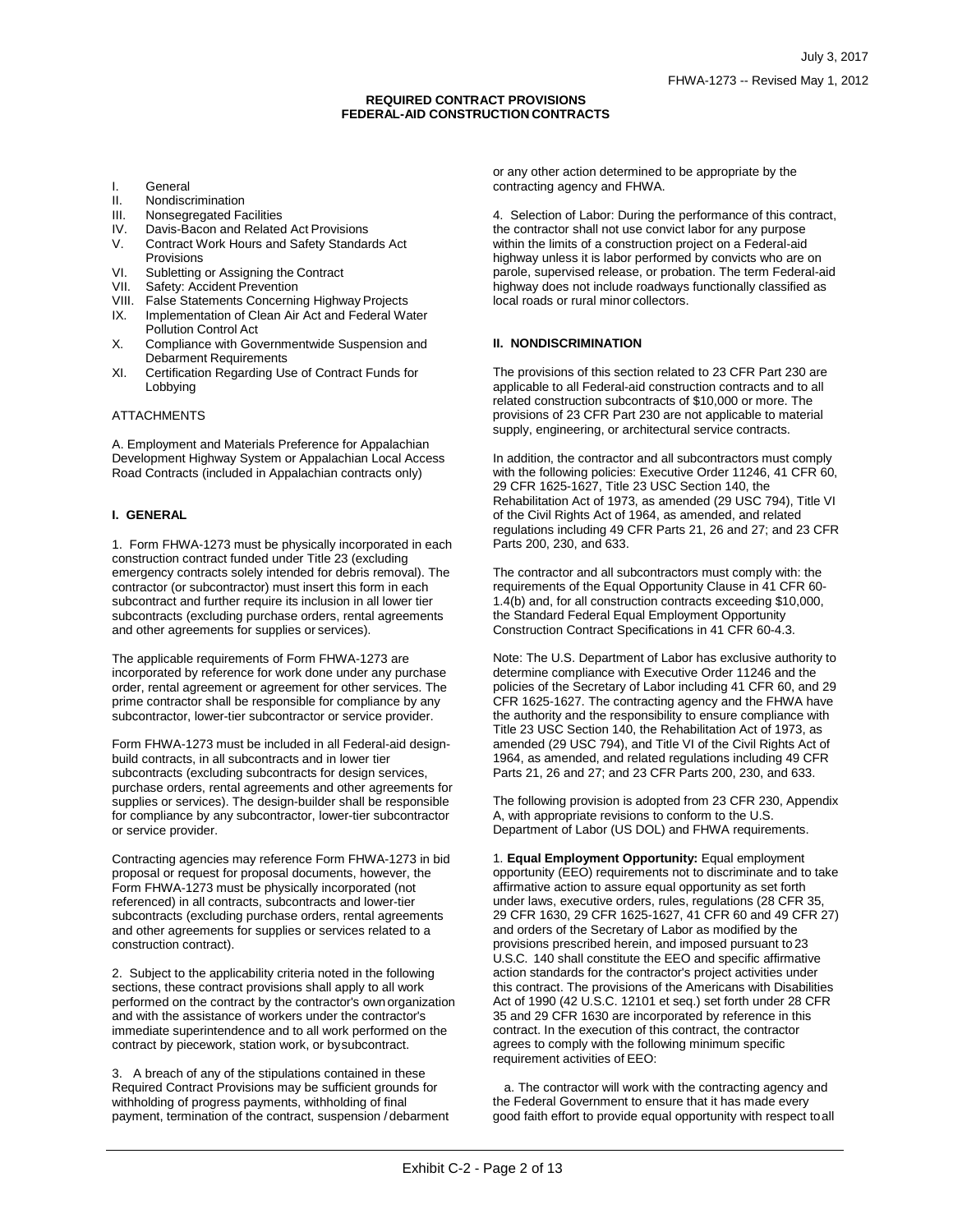**REQUIRED CONTRACT PROVISIONS**
**FEDERAL-AID CONSTRUCTION CONTRACTS**

I. General
II. Nondiscrimination
III. Nonsegregated Facilities
IV. Davis-Bacon and Related Act Provisions
V. Contract Work Hours and Safety Standards Act Provisions
VI. Subletting or Assigning the Contract
VII. Safety: Accident Prevention
VIII. False Statements Concerning Highway Projects
IX. Implementation of Clean Air Act and Federal Water Pollution Control Act
X. Compliance with Governmentwide Suspension and Debarment Requirements
XI. Certification Regarding Use of Contract Funds for Lobbying

ATTACHMENTS

A. Employment and Materials Preference for Appalachian Development Highway System or Appalachian Local Access Road Contracts (included in Appalachian contracts only)

**I. GENERAL**

1. Form FHWA-1273 must be physically incorporated in each construction contract funded under Title 23 (excluding emergency contracts solely intended for debris removal). The contractor (or subcontractor) must insert this form in each subcontract and further require its inclusion in all lower tier subcontracts (excluding purchase orders, rental agreements and other agreements for supplies or services).

The applicable requirements of Form FHWA-1273 are incorporated by reference for work done under any purchase order, rental agreement or agreement for other services. The prime contractor shall be responsible for compliance by any subcontractor, lower-tier subcontractor or service provider.

Form FHWA-1273 must be included in all Federal-aid design-build contracts, in all subcontracts and in lower tier subcontracts (excluding subcontracts for design services, purchase orders, rental agreements and other agreements for supplies or services). The design-builder shall be responsible for compliance by any subcontractor, lower-tier subcontractor or service provider.

Contracting agencies may reference Form FHWA-1273 in bid proposal or request for proposal documents, however, the Form FHWA-1273 must be physically incorporated (not referenced) in all contracts, subcontracts and lower-tier subcontracts (excluding purchase orders, rental agreements and other agreements for supplies or services related to a construction contract).

2. Subject to the applicability criteria noted in the following sections, these contract provisions shall apply to all work performed on the contract by the contractor's own organization and with the assistance of workers under the contractor's immediate superintendence and to all work performed on the contract by piecework, station work, or by subcontract.

3. A breach of any of the stipulations contained in these Required Contract Provisions may be sufficient grounds for withholding of progress payments, withholding of final payment, termination of the contract, suspension / debarment or any other action determined to be appropriate by the contracting agency and FHWA.

4. Selection of Labor: During the performance of this contract, the contractor shall not use convict labor for any purpose within the limits of a construction project on a Federal-aid highway unless it is labor performed by convicts who are on parole, supervised release, or probation. The term Federal-aid highway does not include roadways functionally classified as local roads or rural minor collectors.

**II. NONDISCRIMINATION**

The provisions of this section related to 23 CFR Part 230 are applicable to all Federal-aid construction contracts and to all related construction subcontracts of $10,000 or more. The provisions of 23 CFR Part 230 are not applicable to material supply, engineering, or architectural service contracts.

In addition, the contractor and all subcontractors must comply with the following policies: Executive Order 11246, 41 CFR 60, 29 CFR 1625-1627, Title 23 USC Section 140, the Rehabilitation Act of 1973, as amended (29 USC 794), Title VI of the Civil Rights Act of 1964, as amended, and related regulations including 49 CFR Parts 21, 26 and 27; and 23 CFR Parts 200, 230, and 633.

The contractor and all subcontractors must comply with: the requirements of the Equal Opportunity Clause in 41 CFR 60-1.4(b) and, for all construction contracts exceeding $10,000, the Standard Federal Equal Employment Opportunity Construction Contract Specifications in 41 CFR 60-4.3.

Note: The U.S. Department of Labor has exclusive authority to determine compliance with Executive Order 11246 and the policies of the Secretary of Labor including 41 CFR 60, and 29 CFR 1625-1627. The contracting agency and the FHWA have the authority and the responsibility to ensure compliance with Title 23 USC Section 140, the Rehabilitation Act of 1973, as amended (29 USC 794), and Title VI of the Civil Rights Act of 1964, as amended, and related regulations including 49 CFR Parts 21, 26 and 27; and 23 CFR Parts 200, 230, and 633.

The following provision is adopted from 23 CFR 230, Appendix A, with appropriate revisions to conform to the U.S. Department of Labor (US DOL) and FHWA requirements.

1. **Equal Employment Opportunity:** Equal employment opportunity (EEO) requirements not to discriminate and to take affirmative action to assure equal opportunity as set forth under laws, executive orders, rules, regulations (28 CFR 35, 29 CFR 1630, 29 CFR 1625-1627, 41 CFR 60 and 49 CFR 27) and orders of the Secretary of Labor as modified by the provisions prescribed herein, and imposed pursuant to 23 U.S.C. 140 shall constitute the EEO and specific affirmative action standards for the contractor's project activities under this contract. The provisions of the Americans with Disabilities Act of 1990 (42 U.S.C. 12101 et seq.) set forth under 28 CFR 35 and 29 CFR 1630 are incorporated by reference in this contract. In the execution of this contract, the contractor agrees to comply with the following minimum specific requirement activities of EEO:

a. The contractor will work with the contracting agency and the Federal Government to ensure that it has made every good faith effort to provide equal opportunity with respect to all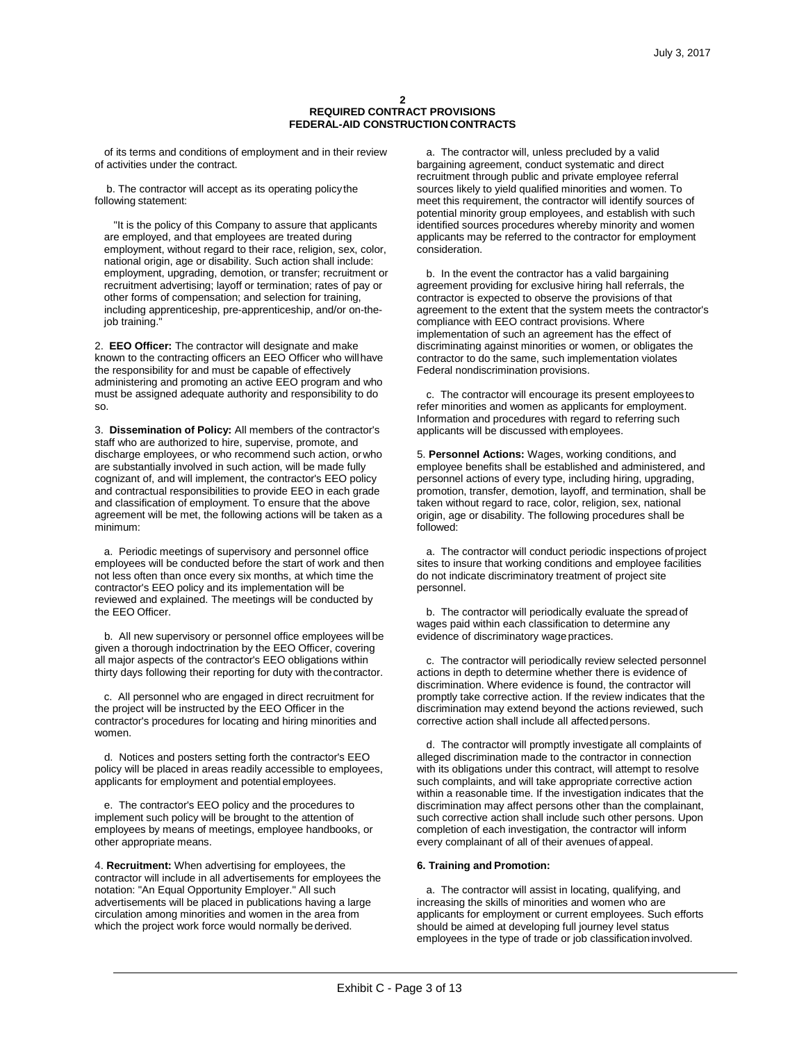of its terms and conditions of employment and in their review of activities under the contract.

b. The contractor will accept as its operating policy the following statement:

"It is the policy of this Company to assure that applicants are employed, and that employees are treated during employment, without regard to their race, religion, sex, color, national origin, age or disability. Such action shall include: employment, upgrading, demotion, or transfer; recruitment or recruitment advertising; layoff or termination; rates of pay or other forms of compensation; and selection for training, including apprenticeship, pre-apprenticeship, and/or on-the-job training."

2. **EEO Officer:** The contractor will designate and make known to the contracting officers an EEO Officer who will have the responsibility for and must be capable of effectively administering and promoting an active EEO program and who must be assigned adequate authority and responsibility to do so.

3. **Dissemination of Policy:** All members of the contractor's staff who are authorized to hire, supervise, promote, and discharge employees, or who recommend such action, or who are substantially involved in such action, will be made fully cognizant of, and will implement, the contractor's EEO policy and contractual responsibilities to provide EEO in each grade and classification of employment. To ensure that the above agreement will be met, the following actions will be taken as a minimum:

a. Periodic meetings of supervisory and personnel office employees will be conducted before the start of work and then not less often than once every six months, at which time the contractor's EEO policy and its implementation will be reviewed and explained. The meetings will be conducted by the EEO Officer.

b. All new supervisory or personnel office employees will be given a thorough indoctrination by the EEO Officer, covering all major aspects of the contractor's EEO obligations within thirty days following their reporting for duty with the contractor.

c. All personnel who are engaged in direct recruitment for the project will be instructed by the EEO Officer in the contractor's procedures for locating and hiring minorities and women.

d. Notices and posters setting forth the contractor's EEO policy will be placed in areas readily accessible to employees, applicants for employment and potential employees.

e. The contractor's EEO policy and the procedures to implement such policy will be brought to the attention of employees by means of meetings, employee handbooks, or other appropriate means.

4. **Recruitment:** When advertising for employees, the contractor will include in all advertisements for employees the notation: "An Equal Opportunity Employer." All such advertisements will be placed in publications having a large circulation among minorities and women in the area from which the project work force would normally be derived.

a. The contractor will, unless precluded by a valid bargaining agreement, conduct systematic and direct recruitment through public and private employee referral sources likely to yield qualified minorities and women. To meet this requirement, the contractor will identify sources of potential minority group employees, and establish with such identified sources procedures whereby minority and women applicants may be referred to the contractor for employment consideration.

b. In the event the contractor has a valid bargaining agreement providing for exclusive hiring hall referrals, the contractor is expected to observe the provisions of that agreement to the extent that the system meets the contractor's compliance with EEO contract provisions. Where implementation of such an agreement has the effect of discriminating against minorities or women, or obligates the contractor to do the same, such implementation violates Federal nondiscrimination provisions.

c. The contractor will encourage its present employees to refer minorities and women as applicants for employment. Information and procedures with regard to referring such applicants will be discussed with employees.

5. **Personnel Actions:** Wages, working conditions, and employee benefits shall be established and administered, and personnel actions of every type, including hiring, upgrading, promotion, transfer, demotion, layoff, and termination, shall be taken without regard to race, color, religion, sex, national origin, age or disability. The following procedures shall be followed:

a. The contractor will conduct periodic inspections of project sites to insure that working conditions and employee facilities do not indicate discriminatory treatment of project site personnel.

b. The contractor will periodically evaluate the spread of wages paid within each classification to determine any evidence of discriminatory wage practices.

c. The contractor will periodically review selected personnel actions in depth to determine whether there is evidence of discrimination. Where evidence is found, the contractor will promptly take corrective action. If the review indicates that the discrimination may extend beyond the actions reviewed, such corrective action shall include all affected persons.

d. The contractor will promptly investigate all complaints of alleged discrimination made to the contractor in connection with its obligations under this contract, will attempt to resolve such complaints, and will take appropriate corrective action within a reasonable time. If the investigation indicates that the discrimination may affect persons other than the complainant, such corrective action shall include such other persons. Upon completion of each investigation, the contractor will inform every complainant of all of their avenues of appeal.

**6. Training and Promotion:**

a. The contractor will assist in locating, qualifying, and increasing the skills of minorities and women who are applicants for employment or current employees. Such efforts should be aimed at developing full journey level status employees in the type of trade or job classification involved.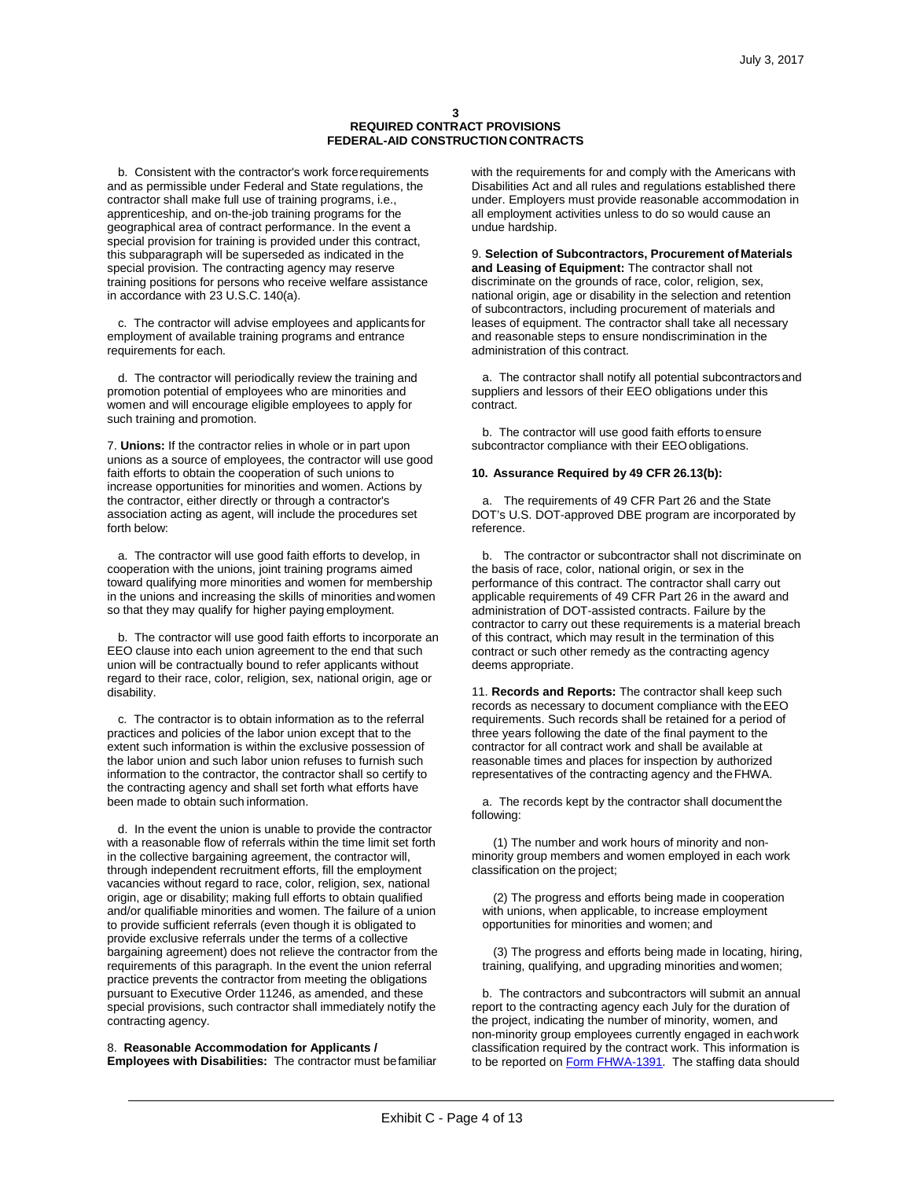b. Consistent with the contractor's work force requirements and as permissible under Federal and State regulations, the contractor shall make full use of training programs, i.e., apprenticeship, and on-the-job training programs for the geographical area of contract performance. In the event a special provision for training is provided under this contract, this subparagraph will be superseded as indicated in the special provision. The contracting agency may reserve training positions for persons who receive welfare assistance in accordance with 23 U.S.C. 140(a).

c. The contractor will advise employees and applicants for employment of available training programs and entrance requirements for each.

d. The contractor will periodically review the training and promotion potential of employees who are minorities and women and will encourage eligible employees to apply for such training and promotion.

7. **Unions:** If the contractor relies in whole or in part upon unions as a source of employees, the contractor will use good faith efforts to obtain the cooperation of such unions to increase opportunities for minorities and women. Actions by the contractor, either directly or through a contractor's association acting as agent, will include the procedures set forth below:

a. The contractor will use good faith efforts to develop, in cooperation with the unions, joint training programs aimed toward qualifying more minorities and women for membership in the unions and increasing the skills of minorities and women so that they may qualify for higher paying employment.

b. The contractor will use good faith efforts to incorporate an EEO clause into each union agreement to the end that such union will be contractually bound to refer applicants without regard to their race, color, religion, sex, national origin, age or disability.

c. The contractor is to obtain information as to the referral practices and policies of the labor union except that to the extent such information is within the exclusive possession of the labor union and such labor union refuses to furnish such information to the contractor, the contractor shall so certify to the contracting agency and shall set forth what efforts have been made to obtain such information.

d. In the event the union is unable to provide the contractor with a reasonable flow of referrals within the time limit set forth in the collective bargaining agreement, the contractor will, through independent recruitment efforts, fill the employment vacancies without regard to race, color, religion, sex, national origin, age or disability; making full efforts to obtain qualified and/or qualifiable minorities and women. The failure of a union to provide sufficient referrals (even though it is obligated to provide exclusive referrals under the terms of a collective bargaining agreement) does not relieve the contractor from the requirements of this paragraph. In the event the union referral practice prevents the contractor from meeting the obligations pursuant to Executive Order 11246, as amended, and these special provisions, such contractor shall immediately notify the contracting agency.

8. **Reasonable Accommodation for Applicants / Employees with Disabilities:** The contractor must be familiar with the requirements for and comply with the Americans with Disabilities Act and all rules and regulations established there under. Employers must provide reasonable accommodation in all employment activities unless to do so would cause an undue hardship.

9. **Selection of Subcontractors, Procurement of Materials and Leasing of Equipment:** The contractor shall not discriminate on the grounds of race, color, religion, sex, national origin, age or disability in the selection and retention of subcontractors, including procurement of materials and leases of equipment. The contractor shall take all necessary and reasonable steps to ensure nondiscrimination in the administration of this contract.

a. The contractor shall notify all potential subcontractors and suppliers and lessors of their EEO obligations under this contract.

b. The contractor will use good faith efforts to ensure subcontractor compliance with their EEO obligations.

**10. Assurance Required by 49 CFR 26.13(b):**

a. The requirements of 49 CFR Part 26 and the State DOT's U.S. DOT-approved DBE program are incorporated by reference.

b. The contractor or subcontractor shall not discriminate on the basis of race, color, national origin, or sex in the performance of this contract. The contractor shall carry out applicable requirements of 49 CFR Part 26 in the award and administration of DOT-assisted contracts. Failure by the contractor to carry out these requirements is a material breach of this contract, which may result in the termination of this contract or such other remedy as the contracting agency deems appropriate.

11. **Records and Reports:** The contractor shall keep such records as necessary to document compliance with the EEO requirements. Such records shall be retained for a period of three years following the date of the final payment to the contractor for all contract work and shall be available at reasonable times and places for inspection by authorized representatives of the contracting agency and the FHWA.

a. The records kept by the contractor shall document the following:

(1) The number and work hours of minority and non-minority group members and women employed in each work classification on the project;

(2) The progress and efforts being made in cooperation with unions, when applicable, to increase employment opportunities for minorities and women; and

(3) The progress and efforts being made in locating, hiring, training, qualifying, and upgrading minorities and women;

b. The contractors and subcontractors will submit an annual report to the contracting agency each July for the duration of the project, indicating the number of minority, women, and non-minority group employees currently engaged in each work classification required by the contract work. This information is to be reported on Form FHWA-1391. The staffing data should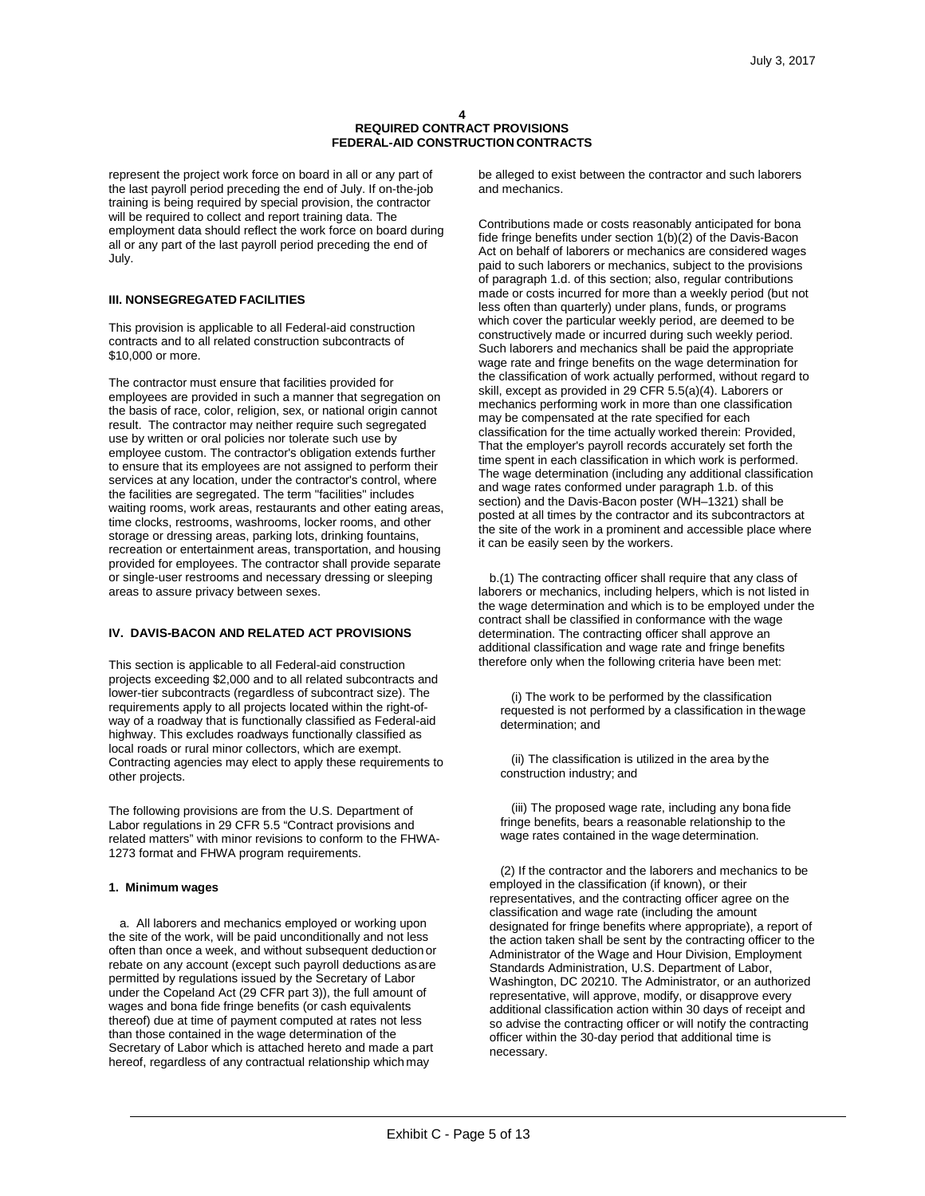represent the project work force on board in all or any part of the last payroll period preceding the end of July. If on-the-job training is being required by special provision, the contractor will be required to collect and report training data. The employment data should reflect the work force on board during all or any part of the last payroll period preceding the end of July.

## III. NONSEGREGATED FACILITIES

This provision is applicable to all Federal-aid construction contracts and to all related construction subcontracts of $10,000 or more.

The contractor must ensure that facilities provided for employees are provided in such a manner that segregation on the basis of race, color, religion, sex, or national origin cannot result. The contractor may neither require such segregated use by written or oral policies nor tolerate such use by employee custom. The contractor's obligation extends further to ensure that its employees are not assigned to perform their services at any location, under the contractor's control, where the facilities are segregated. The term "facilities" includes waiting rooms, work areas, restaurants and other eating areas, time clocks, restrooms, washrooms, locker rooms, and other storage or dressing areas, parking lots, drinking fountains, recreation or entertainment areas, transportation, and housing provided for employees. The contractor shall provide separate or single-user restrooms and necessary dressing or sleeping areas to assure privacy between sexes.

## IV. DAVIS-BACON AND RELATED ACT PROVISIONS

This section is applicable to all Federal-aid construction projects exceeding $2,000 and to all related subcontracts and lower-tier subcontracts (regardless of subcontract size). The requirements apply to all projects located within the right-of-way of a roadway that is functionally classified as Federal-aid highway. This excludes roadways functionally classified as local roads or rural minor collectors, which are exempt. Contracting agencies may elect to apply these requirements to other projects.

The following provisions are from the U.S. Department of Labor regulations in 29 CFR 5.5 "Contract provisions and related matters" with minor revisions to conform to the FHWA-1273 format and FHWA program requirements.

### 1. Minimum wages

a. All laborers and mechanics employed or working upon the site of the work, will be paid unconditionally and not less often than once a week, and without subsequent deduction or rebate on any account (except such payroll deductions as are permitted by regulations issued by the Secretary of Labor under the Copeland Act (29 CFR part 3)), the full amount of wages and bona fide fringe benefits (or cash equivalents thereof) due at time of payment computed at rates not less than those contained in the wage determination of the Secretary of Labor which is attached hereto and made a part hereof, regardless of any contractual relationship which may be alleged to exist between the contractor and such laborers and mechanics.

Contributions made or costs reasonably anticipated for bona fide fringe benefits under section 1(b)(2) of the Davis-Bacon Act on behalf of laborers or mechanics are considered wages paid to such laborers or mechanics, subject to the provisions of paragraph 1.d. of this section; also, regular contributions made or costs incurred for more than a weekly period (but not less often than quarterly) under plans, funds, or programs which cover the particular weekly period, are deemed to be constructively made or incurred during such weekly period. Such laborers and mechanics shall be paid the appropriate wage rate and fringe benefits on the wage determination for the classification of work actually performed, without regard to skill, except as provided in 29 CFR 5.5(a)(4). Laborers or mechanics performing work in more than one classification may be compensated at the rate specified for each classification for the time actually worked therein: Provided, That the employer's payroll records accurately set forth the time spent in each classification in which work is performed. The wage determination (including any additional classification and wage rates conformed under paragraph 1.b. of this section) and the Davis-Bacon poster (WH–1321) shall be posted at all times by the contractor and its subcontractors at the site of the work in a prominent and accessible place where it can be easily seen by the workers.

b.(1) The contracting officer shall require that any class of laborers or mechanics, including helpers, which is not listed in the wage determination and which is to be employed under the contract shall be classified in conformance with the wage determination. The contracting officer shall approve an additional classification and wage rate and fringe benefits therefore only when the following criteria have been met:

(i) The work to be performed by the classification requested is not performed by a classification in the wage determination; and

(ii) The classification is utilized in the area by the construction industry; and

(iii) The proposed wage rate, including any bona fide fringe benefits, bears a reasonable relationship to the wage rates contained in the wage determination.

(2) If the contractor and the laborers and mechanics to be employed in the classification (if known), or their representatives, and the contracting officer agree on the classification and wage rate (including the amount designated for fringe benefits where appropriate), a report of the action taken shall be sent by the contracting officer to the Administrator of the Wage and Hour Division, Employment Standards Administration, U.S. Department of Labor, Washington, DC 20210. The Administrator, or an authorized representative, will approve, modify, or disapprove every additional classification action within 30 days of receipt and so advise the contracting officer or will notify the contracting officer within the 30-day period that additional time is necessary.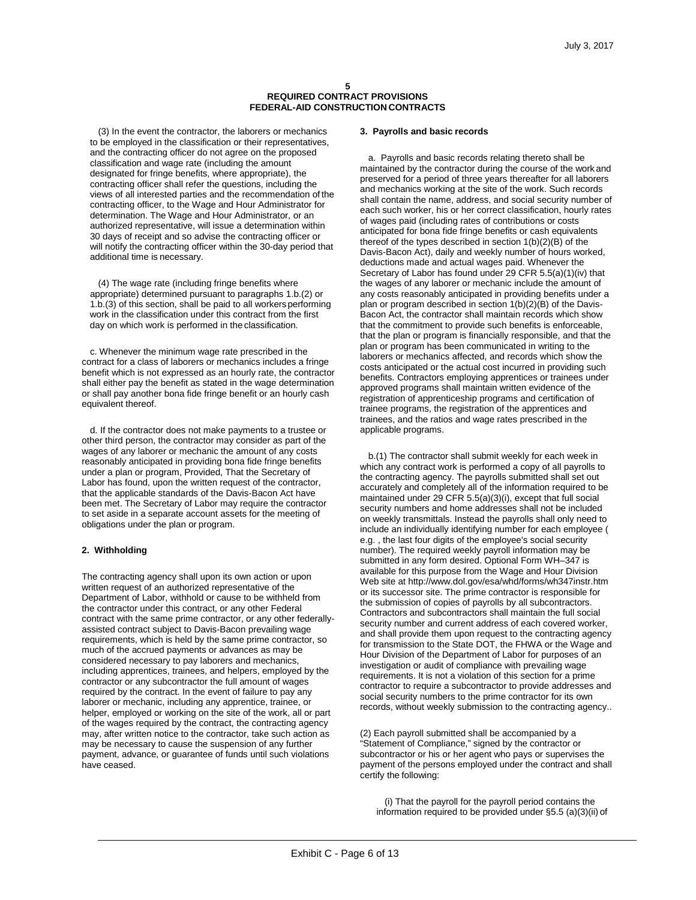(3) In the event the contractor, the laborers or mechanics to be employed in the classification or their representatives, and the contracting officer do not agree on the proposed classification and wage rate (including the amount designated for fringe benefits, where appropriate), the contracting officer shall refer the questions, including the views of all interested parties and the recommendation of the contracting officer, to the Wage and Hour Administrator for determination. The Wage and Hour Administrator, or an authorized representative, will issue a determination within 30 days of receipt and so advise the contracting officer or will notify the contracting officer within the 30-day period that additional time is necessary.

(4) The wage rate (including fringe benefits where appropriate) determined pursuant to paragraphs 1.b.(2) or 1.b.(3) of this section, shall be paid to all workers performing work in the classification under this contract from the first day on which work is performed in the classification.

c. Whenever the minimum wage rate prescribed in the contract for a class of laborers or mechanics includes a fringe benefit which is not expressed as an hourly rate, the contractor shall either pay the benefit as stated in the wage determination or shall pay another bona fide fringe benefit or an hourly cash equivalent thereof.

d. If the contractor does not make payments to a trustee or other third person, the contractor may consider as part of the wages of any laborer or mechanic the amount of any costs reasonably anticipated in providing bona fide fringe benefits under a plan or program, Provided, That the Secretary of Labor has found, upon the written request of the contractor, that the applicable standards of the Davis-Bacon Act have been met. The Secretary of Labor may require the contractor to set aside in a separate account assets for the meeting of obligations under the plan or program.

**2. Withholding**

The contracting agency shall upon its own action or upon written request of an authorized representative of the Department of Labor, withhold or cause to be withheld from the contractor under this contract, or any other Federal contract with the same prime contractor, or any other federally-assisted contract subject to Davis-Bacon prevailing wage requirements, which is held by the same prime contractor, so much of the accrued payments or advances as may be considered necessary to pay laborers and mechanics, including apprentices, trainees, and helpers, employed by the contractor or any subcontractor the full amount of wages required by the contract. In the event of failure to pay any laborer or mechanic, including any apprentice, trainee, or helper, employed or working on the site of the work, all or part of the wages required by the contract, the contracting agency may, after written notice to the contractor, take such action as may be necessary to cause the suspension of any further payment, advance, or guarantee of funds until such violations have ceased.

**3. Payrolls and basic records**

a. Payrolls and basic records relating thereto shall be maintained by the contractor during the course of the work and preserved for a period of three years thereafter for all laborers and mechanics working at the site of the work. Such records shall contain the name, address, and social security number of each such worker, his or her correct classification, hourly rates of wages paid (including rates of contributions or costs anticipated for bona fide fringe benefits or cash equivalents thereof of the types described in section 1(b)(2)(B) of the Davis-Bacon Act), daily and weekly number of hours worked, deductions made and actual wages paid. Whenever the Secretary of Labor has found under 29 CFR 5.5(a)(1)(iv) that the wages of any laborer or mechanic include the amount of any costs reasonably anticipated in providing benefits under a plan or program described in section 1(b)(2)(B) of the Davis-Bacon Act, the contractor shall maintain records which show that the commitment to provide such benefits is enforceable, that the plan or program is financially responsible, and that the plan or program has been communicated in writing to the laborers or mechanics affected, and records which show the costs anticipated or the actual cost incurred in providing such benefits. Contractors employing apprentices or trainees under approved programs shall maintain written evidence of the registration of apprenticeship programs and certification of trainee programs, the registration of the apprentices and trainees, and the ratios and wage rates prescribed in the applicable programs.

b.(1) The contractor shall submit weekly for each week in which any contract work is performed a copy of all payrolls to the contracting agency. The payrolls submitted shall set out accurately and completely all of the information required to be maintained under 29 CFR 5.5(a)(3)(i), except that full social security numbers and home addresses shall not be included on weekly transmittals. Instead the payrolls shall only need to include an individually identifying number for each employee ( e.g. , the last four digits of the employee's social security number). The required weekly payroll information may be submitted in any form desired. Optional Form WH–347 is available for this purpose from the Wage and Hour Division Web site at http://www.dol.gov/esa/whd/forms/wh347instr.htm or its successor site. The prime contractor is responsible for the submission of copies of payrolls by all subcontractors. Contractors and subcontractors shall maintain the full social security number and current address of each covered worker, and shall provide them upon request to the contracting agency for transmission to the State DOT, the FHWA or the Wage and Hour Division of the Department of Labor for purposes of an investigation or audit of compliance with prevailing wage requirements. It is not a violation of this section for a prime contractor to require a subcontractor to provide addresses and social security numbers to the prime contractor for its own records, without weekly submission to the contracting agency..

(2) Each payroll submitted shall be accompanied by a "Statement of Compliance," signed by the contractor or subcontractor or his or her agent who pays or supervises the payment of the persons employed under the contract and shall certify the following:

(i) That the payroll for the payroll period contains the information required to be provided under §5.5 (a)(3)(ii) of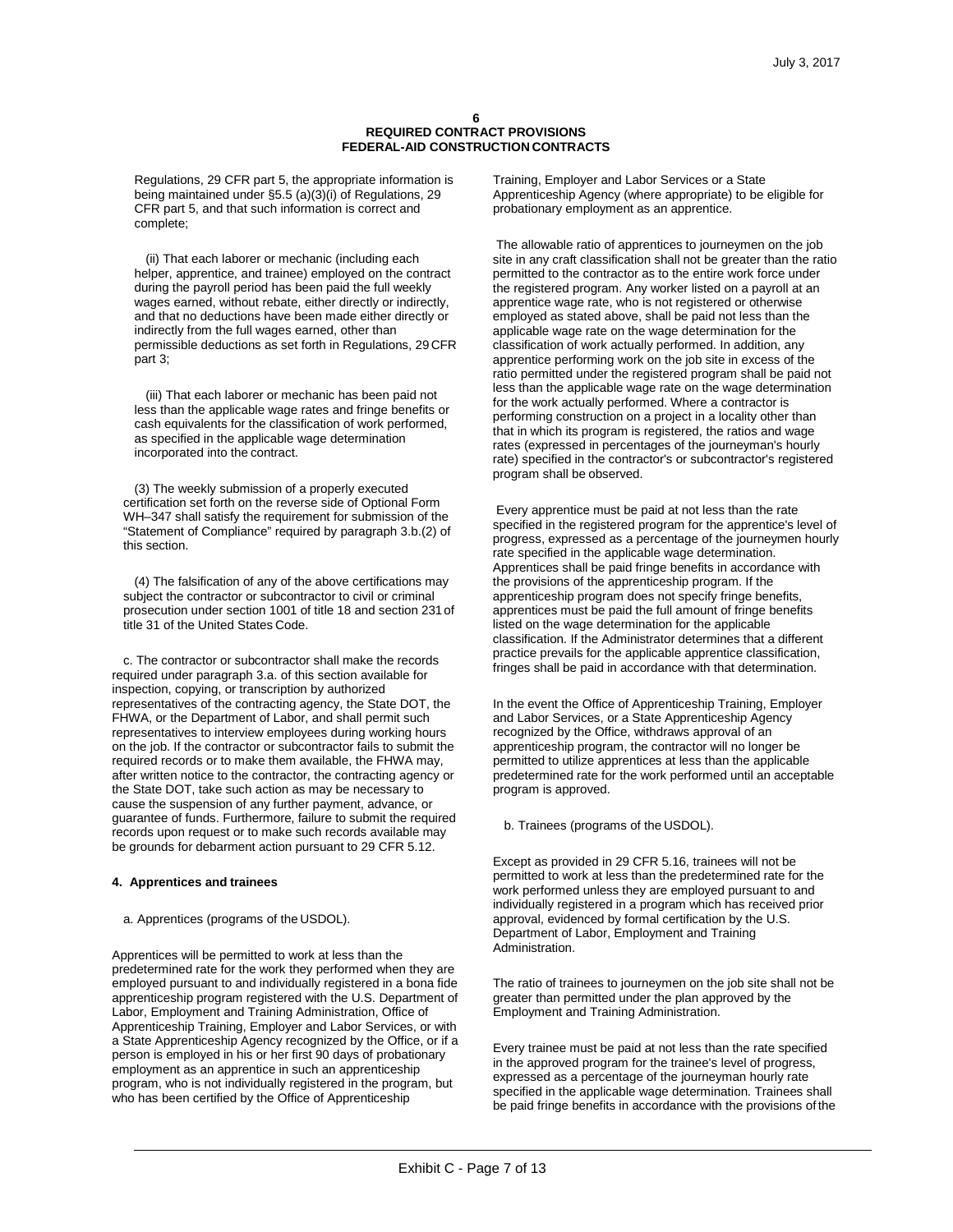Regulations, 29 CFR part 5, the appropriate information is being maintained under §5.5 (a)(3)(i) of Regulations, 29 CFR part 5, and that such information is correct and complete;

(ii) That each laborer or mechanic (including each helper, apprentice, and trainee) employed on the contract during the payroll period has been paid the full weekly wages earned, without rebate, either directly or indirectly, and that no deductions have been made either directly or indirectly from the full wages earned, other than permissible deductions as set forth in Regulations, 29 CFR part 3;

(iii) That each laborer or mechanic has been paid not less than the applicable wage rates and fringe benefits or cash equivalents for the classification of work performed, as specified in the applicable wage determination incorporated into the contract.

(3) The weekly submission of a properly executed certification set forth on the reverse side of Optional Form WH–347 shall satisfy the requirement for submission of the "Statement of Compliance" required by paragraph 3.b.(2) of this section.

(4) The falsification of any of the above certifications may subject the contractor or subcontractor to civil or criminal prosecution under section 1001 of title 18 and section 231 of title 31 of the United States Code.

c. The contractor or subcontractor shall make the records required under paragraph 3.a. of this section available for inspection, copying, or transcription by authorized representatives of the contracting agency, the State DOT, the FHWA, or the Department of Labor, and shall permit such representatives to interview employees during working hours on the job. If the contractor or subcontractor fails to submit the required records or to make them available, the FHWA may, after written notice to the contractor, the contracting agency or the State DOT, take such action as may be necessary to cause the suspension of any further payment, advance, or guarantee of funds. Furthermore, failure to submit the required records upon request or to make such records available may be grounds for debarment action pursuant to 29 CFR 5.12.

**4. Apprentices and trainees**

a. Apprentices (programs of the USDOL).

Apprentices will be permitted to work at less than the predetermined rate for the work they performed when they are employed pursuant to and individually registered in a bona fide apprenticeship program registered with the U.S. Department of Labor, Employment and Training Administration, Office of Apprenticeship Training, Employer and Labor Services, or with a State Apprenticeship Agency recognized by the Office, or if a person is employed in his or her first 90 days of probationary employment as an apprentice in such an apprenticeship program, who is not individually registered in the program, but who has been certified by the Office of Apprenticeship Training, Employer and Labor Services or a State Apprenticeship Agency (where appropriate) to be eligible for probationary employment as an apprentice.

The allowable ratio of apprentices to journeymen on the job site in any craft classification shall not be greater than the ratio permitted to the contractor as to the entire work force under the registered program. Any worker listed on a payroll at an apprentice wage rate, who is not registered or otherwise employed as stated above, shall be paid not less than the applicable wage rate on the wage determination for the classification of work actually performed. In addition, any apprentice performing work on the job site in excess of the ratio permitted under the registered program shall be paid not less than the applicable wage rate on the wage determination for the work actually performed. Where a contractor is performing construction on a project in a locality other than that in which its program is registered, the ratios and wage rates (expressed in percentages of the journeyman's hourly rate) specified in the contractor's or subcontractor's registered program shall be observed.

Every apprentice must be paid at not less than the rate specified in the registered program for the apprentice's level of progress, expressed as a percentage of the journeymen hourly rate specified in the applicable wage determination. Apprentices shall be paid fringe benefits in accordance with the provisions of the apprenticeship program. If the apprenticeship program does not specify fringe benefits, apprentices must be paid the full amount of fringe benefits listed on the wage determination for the applicable classification. If the Administrator determines that a different practice prevails for the applicable apprentice classification, fringes shall be paid in accordance with that determination.

In the event the Office of Apprenticeship Training, Employer and Labor Services, or a State Apprenticeship Agency recognized by the Office, withdraws approval of an apprenticeship program, the contractor will no longer be permitted to utilize apprentices at less than the applicable predetermined rate for the work performed until an acceptable program is approved.

b. Trainees (programs of the USDOL).

Except as provided in 29 CFR 5.16, trainees will not be permitted to work at less than the predetermined rate for the work performed unless they are employed pursuant to and individually registered in a program which has received prior approval, evidenced by formal certification by the U.S. Department of Labor, Employment and Training Administration.

The ratio of trainees to journeymen on the job site shall not be greater than permitted under the plan approved by the Employment and Training Administration.

Every trainee must be paid at not less than the rate specified in the approved program for the trainee's level of progress, expressed as a percentage of the journeyman hourly rate specified in the applicable wage determination. Trainees shall be paid fringe benefits in accordance with the provisions of the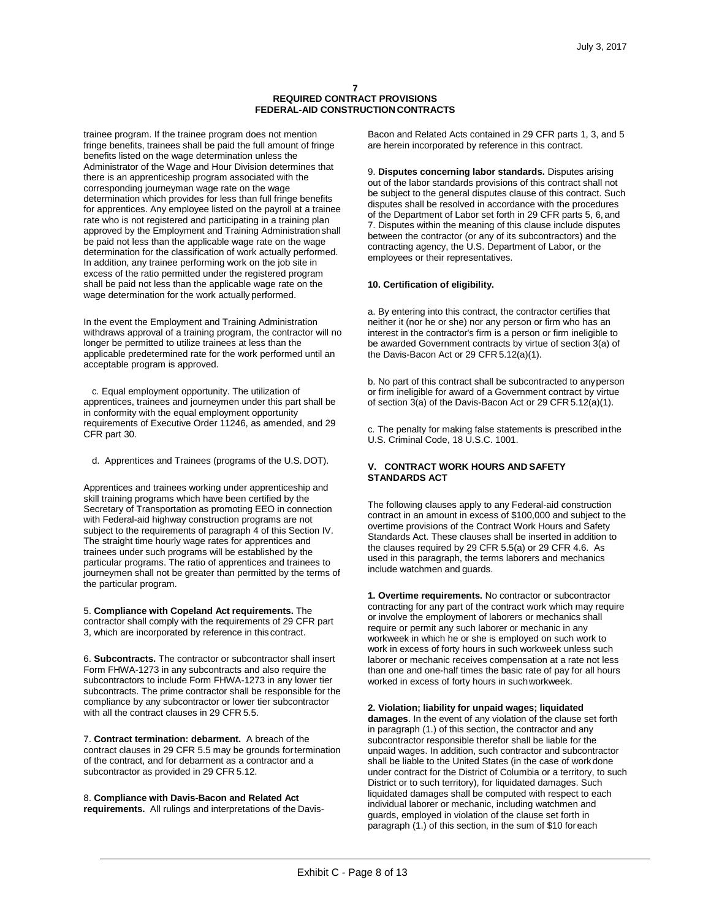trainee program. If the trainee program does not mention fringe benefits, trainees shall be paid the full amount of fringe benefits listed on the wage determination unless the Administrator of the Wage and Hour Division determines that there is an apprenticeship program associated with the corresponding journeyman wage rate on the wage determination which provides for less than full fringe benefits for apprentices. Any employee listed on the payroll at a trainee rate who is not registered and participating in a training plan approved by the Employment and Training Administration shall be paid not less than the applicable wage rate on the wage determination for the classification of work actually performed. In addition, any trainee performing work on the job site in excess of the ratio permitted under the registered program shall be paid not less than the applicable wage rate on the wage determination for the work actually performed.

In the event the Employment and Training Administration withdraws approval of a training program, the contractor will no longer be permitted to utilize trainees at less than the applicable predetermined rate for the work performed until an acceptable program is approved.

c. Equal employment opportunity. The utilization of apprentices, trainees and journeymen under this part shall be in conformity with the equal employment opportunity requirements of Executive Order 11246, as amended, and 29 CFR part 30.

d. Apprentices and Trainees (programs of the U.S. DOT).

Apprentices and trainees working under apprenticeship and skill training programs which have been certified by the Secretary of Transportation as promoting EEO in connection with Federal-aid highway construction programs are not subject to the requirements of paragraph 4 of this Section IV. The straight time hourly wage rates for apprentices and trainees under such programs will be established by the particular programs. The ratio of apprentices and trainees to journeymen shall not be greater than permitted by the terms of the particular program.

5. **Compliance with Copeland Act requirements.** The contractor shall comply with the requirements of 29 CFR part 3, which are incorporated by reference in this contract.

6. **Subcontracts.** The contractor or subcontractor shall insert Form FHWA-1273 in any subcontracts and also require the subcontractors to include Form FHWA-1273 in any lower tier subcontracts. The prime contractor shall be responsible for the compliance by any subcontractor or lower tier subcontractor with all the contract clauses in 29 CFR 5.5.

7. **Contract termination: debarment.** A breach of the contract clauses in 29 CFR 5.5 may be grounds for termination of the contract, and for debarment as a contractor and a subcontractor as provided in 29 CFR 5.12.

8. **Compliance with Davis-Bacon and Related Act requirements.** All rulings and interpretations of the Davis-Bacon and Related Acts contained in 29 CFR parts 1, 3, and 5 are herein incorporated by reference in this contract.

9. **Disputes concerning labor standards.** Disputes arising out of the labor standards provisions of this contract shall not be subject to the general disputes clause of this contract. Such disputes shall be resolved in accordance with the procedures of the Department of Labor set forth in 29 CFR parts 5, 6, and 7. Disputes within the meaning of this clause include disputes between the contractor (or any of its subcontractors) and the contracting agency, the U.S. Department of Labor, or the employees or their representatives.

**10. Certification of eligibility.**

a. By entering into this contract, the contractor certifies that neither it (nor he or she) nor any person or firm who has an interest in the contractor's firm is a person or firm ineligible to be awarded Government contracts by virtue of section 3(a) of the Davis-Bacon Act or 29 CFR 5.12(a)(1).

b. No part of this contract shall be subcontracted to any person or firm ineligible for award of a Government contract by virtue of section 3(a) of the Davis-Bacon Act or 29 CFR 5.12(a)(1).

c. The penalty for making false statements is prescribed in the U.S. Criminal Code, 18 U.S.C. 1001.

## V. CONTRACT WORK HOURS AND SAFETY STANDARDS ACT

The following clauses apply to any Federal-aid construction contract in an amount in excess of $100,000 and subject to the overtime provisions of the Contract Work Hours and Safety Standards Act. These clauses shall be inserted in addition to the clauses required by 29 CFR 5.5(a) or 29 CFR 4.6. As used in this paragraph, the terms laborers and mechanics include watchmen and guards.

**1. Overtime requirements.** No contractor or subcontractor contracting for any part of the contract work which may require or involve the employment of laborers or mechanics shall require or permit any such laborer or mechanic in any workweek in which he or she is employed on such work to work in excess of forty hours in such workweek unless such laborer or mechanic receives compensation at a rate not less than one and one-half times the basic rate of pay for all hours worked in excess of forty hours in such workweek.

**2. Violation; liability for unpaid wages; liquidated damages**. In the event of any violation of the clause set forth in paragraph (1.) of this section, the contractor and any subcontractor responsible therefor shall be liable for the unpaid wages. In addition, such contractor and subcontractor shall be liable to the United States (in the case of work done under contract for the District of Columbia or a territory, to such District or to such territory), for liquidated damages. Such liquidated damages shall be computed with respect to each individual laborer or mechanic, including watchmen and guards, employed in violation of the clause set forth in paragraph (1.) of this section, in the sum of $10 for each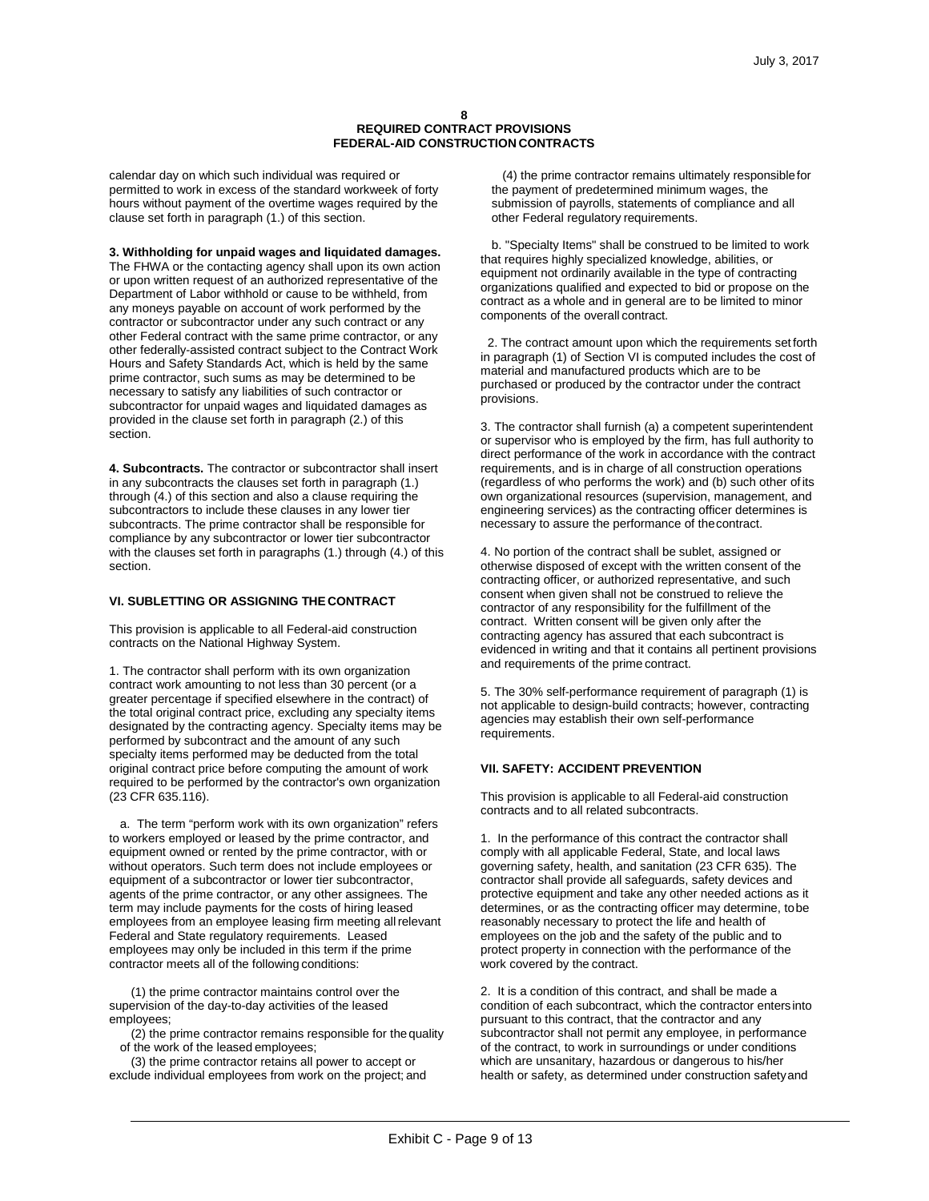calendar day on which such individual was required or permitted to work in excess of the standard workweek of forty hours without payment of the overtime wages required by the clause set forth in paragraph (1.) of this section.

**3. Withholding for unpaid wages and liquidated damages.** The FHWA or the contacting agency shall upon its own action or upon written request of an authorized representative of the Department of Labor withhold or cause to be withheld, from any moneys payable on account of work performed by the contractor or subcontractor under any such contract or any other Federal contract with the same prime contractor, or any other federally-assisted contract subject to the Contract Work Hours and Safety Standards Act, which is held by the same prime contractor, such sums as may be determined to be necessary to satisfy any liabilities of such contractor or subcontractor for unpaid wages and liquidated damages as provided in the clause set forth in paragraph (2.) of this section.

**4. Subcontracts.** The contractor or subcontractor shall insert in any subcontracts the clauses set forth in paragraph (1.) through (4.) of this section and also a clause requiring the subcontractors to include these clauses in any lower tier subcontracts. The prime contractor shall be responsible for compliance by any subcontractor or lower tier subcontractor with the clauses set forth in paragraphs (1.) through (4.) of this section.

## VI. SUBLETTING OR ASSIGNING THE CONTRACT

This provision is applicable to all Federal-aid construction contracts on the National Highway System.

1. The contractor shall perform with its own organization contract work amounting to not less than 30 percent (or a greater percentage if specified elsewhere in the contract) of the total original contract price, excluding any specialty items designated by the contracting agency. Specialty items may be performed by subcontract and the amount of any such specialty items performed may be deducted from the total original contract price before computing the amount of work required to be performed by the contractor's own organization (23 CFR 635.116).

a. The term "perform work with its own organization" refers to workers employed or leased by the prime contractor, and equipment owned or rented by the prime contractor, with or without operators. Such term does not include employees or equipment of a subcontractor or lower tier subcontractor, agents of the prime contractor, or any other assignees. The term may include payments for the costs of hiring leased employees from an employee leasing firm meeting all relevant Federal and State regulatory requirements. Leased employees may only be included in this term if the prime contractor meets all of the following conditions:

(1) the prime contractor maintains control over the supervision of the day-to-day activities of the leased employees;

(2) the prime contractor remains responsible for the quality of the work of the leased employees;

(3) the prime contractor retains all power to accept or exclude individual employees from work on the project; and

(4) the prime contractor remains ultimately responsible for the payment of predetermined minimum wages, the submission of payrolls, statements of compliance and all other Federal regulatory requirements.

b. "Specialty Items" shall be construed to be limited to work that requires highly specialized knowledge, abilities, or equipment not ordinarily available in the type of contracting organizations qualified and expected to bid or propose on the contract as a whole and in general are to be limited to minor components of the overall contract.

2. The contract amount upon which the requirements set forth in paragraph (1) of Section VI is computed includes the cost of material and manufactured products which are to be purchased or produced by the contractor under the contract provisions.

3. The contractor shall furnish (a) a competent superintendent or supervisor who is employed by the firm, has full authority to direct performance of the work in accordance with the contract requirements, and is in charge of all construction operations (regardless of who performs the work) and (b) such other of its own organizational resources (supervision, management, and engineering services) as the contracting officer determines is necessary to assure the performance of the contract.

4. No portion of the contract shall be sublet, assigned or otherwise disposed of except with the written consent of the contracting officer, or authorized representative, and such consent when given shall not be construed to relieve the contractor of any responsibility for the fulfillment of the contract. Written consent will be given only after the contracting agency has assured that each subcontract is evidenced in writing and that it contains all pertinent provisions and requirements of the prime contract.

5. The 30% self-performance requirement of paragraph (1) is not applicable to design-build contracts; however, contracting agencies may establish their own self-performance requirements.

## VII. SAFETY: ACCIDENT PREVENTION

This provision is applicable to all Federal-aid construction contracts and to all related subcontracts.

1. In the performance of this contract the contractor shall comply with all applicable Federal, State, and local laws governing safety, health, and sanitation (23 CFR 635). The contractor shall provide all safeguards, safety devices and protective equipment and take any other needed actions as it determines, or as the contracting officer may determine, to be reasonably necessary to protect the life and health of employees on the job and the safety of the public and to protect property in connection with the performance of the work covered by the contract.

2. It is a condition of this contract, and shall be made a condition of each subcontract, which the contractor enters into pursuant to this contract, that the contractor and any subcontractor shall not permit any employee, in performance of the contract, to work in surroundings or under conditions which are unsanitary, hazardous or dangerous to his/her health or safety, as determined under construction safety and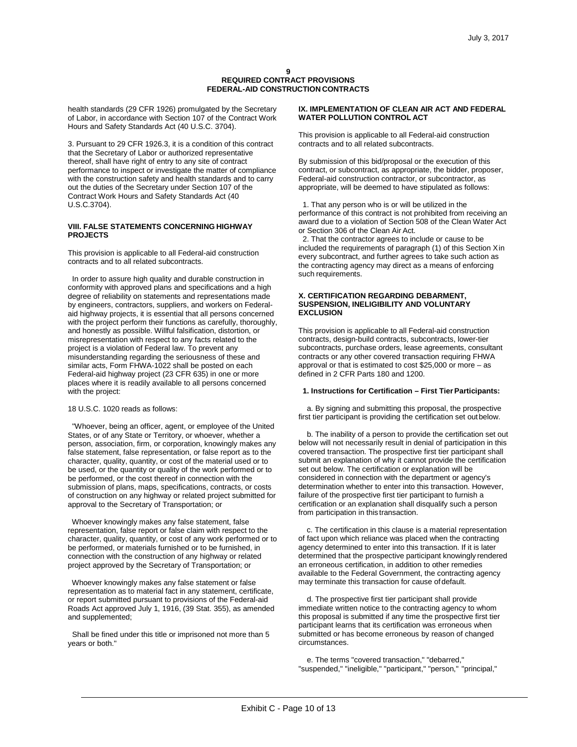health standards (29 CFR 1926) promulgated by the Secretary of Labor, in accordance with Section 107 of the Contract Work Hours and Safety Standards Act (40 U.S.C. 3704).

3. Pursuant to 29 CFR 1926.3, it is a condition of this contract that the Secretary of Labor or authorized representative thereof, shall have right of entry to any site of contract performance to inspect or investigate the matter of compliance with the construction safety and health standards and to carry out the duties of the Secretary under Section 107 of the Contract Work Hours and Safety Standards Act (40 U.S.C.3704).

**VIII. FALSE STATEMENTS CONCERNING HIGHWAY PROJECTS**

This provision is applicable to all Federal-aid construction contracts and to all related subcontracts.

In order to assure high quality and durable construction in conformity with approved plans and specifications and a high degree of reliability on statements and representations made by engineers, contractors, suppliers, and workers on Federal-aid highway projects, it is essential that all persons concerned with the project perform their functions as carefully, thoroughly, and honestly as possible. Willful falsification, distortion, or misrepresentation with respect to any facts related to the project is a violation of Federal law. To prevent any misunderstanding regarding the seriousness of these and similar acts, Form FHWA-1022 shall be posted on each Federal-aid highway project (23 CFR 635) in one or more places where it is readily available to all persons concerned with the project:

18 U.S.C. 1020 reads as follows:

"Whoever, being an officer, agent, or employee of the United States, or of any State or Territory, or whoever, whether a person, association, firm, or corporation, knowingly makes any false statement, false representation, or false report as to the character, quality, quantity, or cost of the material used or to be used, or the quantity or quality of the work performed or to be performed, or the cost thereof in connection with the submission of plans, maps, specifications, contracts, or costs of construction on any highway or related project submitted for approval to the Secretary of Transportation; or

Whoever knowingly makes any false statement, false representation, false report or false claim with respect to the character, quality, quantity, or cost of any work performed or to be performed, or materials furnished or to be furnished, in connection with the construction of any highway or related project approved by the Secretary of Transportation; or

Whoever knowingly makes any false statement or false representation as to material fact in any statement, certificate, or report submitted pursuant to provisions of the Federal-aid Roads Act approved July 1, 1916, (39 Stat. 355), as amended and supplemented;

Shall be fined under this title or imprisoned not more than 5 years or both."

**IX. IMPLEMENTATION OF CLEAN AIR ACT AND FEDERAL WATER POLLUTION CONTROL ACT**

This provision is applicable to all Federal-aid construction contracts and to all related subcontracts.

By submission of this bid/proposal or the execution of this contract, or subcontract, as appropriate, the bidder, proposer, Federal-aid construction contractor, or subcontractor, as appropriate, will be deemed to have stipulated as follows:

1. That any person who is or will be utilized in the performance of this contract is not prohibited from receiving an award due to a violation of Section 508 of the Clean Water Act or Section 306 of the Clean Air Act.
2. That the contractor agrees to include or cause to be included the requirements of paragraph (1) of this Section X in every subcontract, and further agrees to take such action as the contracting agency may direct as a means of enforcing such requirements.

**X. CERTIFICATION REGARDING DEBARMENT, SUSPENSION, INELIGIBILITY AND VOLUNTARY EXCLUSION**

This provision is applicable to all Federal-aid construction contracts, design-build contracts, subcontracts, lower-tier subcontracts, purchase orders, lease agreements, consultant contracts or any other covered transaction requiring FHWA approval or that is estimated to cost $25,000 or more – as defined in 2 CFR Parts 180 and 1200.

**1. Instructions for Certification – First Tier Participants:**

a. By signing and submitting this proposal, the prospective first tier participant is providing the certification set out below.

b. The inability of a person to provide the certification set out below will not necessarily result in denial of participation in this covered transaction. The prospective first tier participant shall submit an explanation of why it cannot provide the certification set out below. The certification or explanation will be considered in connection with the department or agency's determination whether to enter into this transaction. However, failure of the prospective first tier participant to furnish a certification or an explanation shall disqualify such a person from participation in this transaction.

c. The certification in this clause is a material representation of fact upon which reliance was placed when the contracting agency determined to enter into this transaction. If it is later determined that the prospective participant knowingly rendered an erroneous certification, in addition to other remedies available to the Federal Government, the contracting agency may terminate this transaction for cause of default.

d. The prospective first tier participant shall provide immediate written notice to the contracting agency to whom this proposal is submitted if any time the prospective first tier participant learns that its certification was erroneous when submitted or has become erroneous by reason of changed circumstances.

e. The terms "covered transaction," "debarred," "suspended," "ineligible," "participant," "person," "principal,"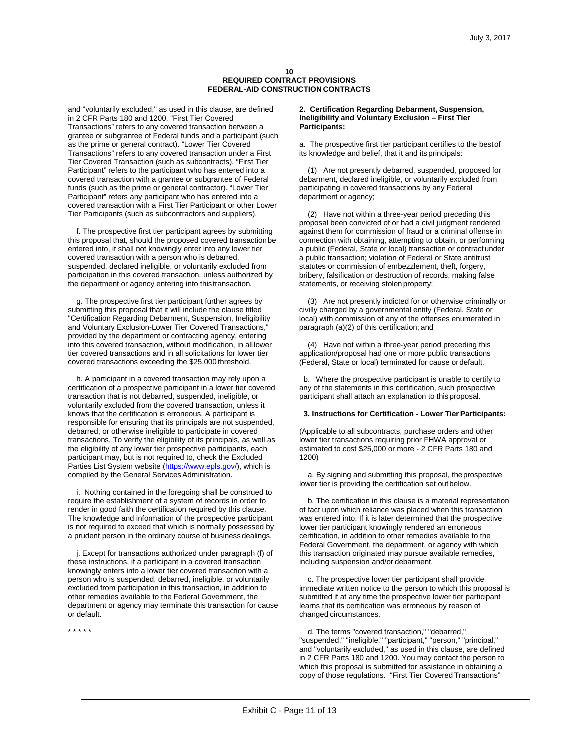and "voluntarily excluded," as used in this clause, are defined in 2 CFR Parts 180 and 1200. “First Tier Covered Transactions” refers to any covered transaction between a grantee or subgrantee of Federal funds and a participant (such as the prime or general contract). “Lower Tier Covered Transactions” refers to any covered transaction under a First Tier Covered Transaction (such as subcontracts). “First Tier Participant” refers to the participant who has entered into a covered transaction with a grantee or subgrantee of Federal funds (such as the prime or general contractor). “Lower Tier Participant” refers any participant who has entered into a covered transaction with a First Tier Participant or other Lower Tier Participants (such as subcontractors and suppliers).

f. The prospective first tier participant agrees by submitting this proposal that, should the proposed covered transaction be entered into, it shall not knowingly enter into any lower tier covered transaction with a person who is debarred, suspended, declared ineligible, or voluntarily excluded from participation in this covered transaction, unless authorized by the department or agency entering into this transaction.

g. The prospective first tier participant further agrees by submitting this proposal that it will include the clause titled "Certification Regarding Debarment, Suspension, Ineligibility and Voluntary Exclusion-Lower Tier Covered Transactions," provided by the department or contracting agency, entering into this covered transaction, without modification, in all lower tier covered transactions and in all solicitations for lower tier covered transactions exceeding the $25,000 threshold.

h. A participant in a covered transaction may rely upon a certification of a prospective participant in a lower tier covered transaction that is not debarred, suspended, ineligible, or voluntarily excluded from the covered transaction, unless it knows that the certification is erroneous. A participant is responsible for ensuring that its principals are not suspended, debarred, or otherwise ineligible to participate in covered transactions. To verify the eligibility of its principals, as well as the eligibility of any lower tier prospective participants, each participant may, but is not required to, check the Excluded Parties List System website (https://www.epls.gov/), which is compiled by the General Services Administration.

i. Nothing contained in the foregoing shall be construed to require the establishment of a system of records in order to render in good faith the certification required by this clause. The knowledge and information of the prospective participant is not required to exceed that which is normally possessed by a prudent person in the ordinary course of business dealings.

j. Except for transactions authorized under paragraph (f) of these instructions, if a participant in a covered transaction knowingly enters into a lower tier covered transaction with a person who is suspended, debarred, ineligible, or voluntarily excluded from participation in this transaction, in addition to other remedies available to the Federal Government, the department or agency may terminate this transaction for cause or default.

\* \* \* \* \*

**2. Certification Regarding Debarment, Suspension, Ineligibility and Voluntary Exclusion – First Tier Participants:**

a. The prospective first tier participant certifies to the best of its knowledge and belief, that it and its principals:

(1) Are not presently debarred, suspended, proposed for debarment, declared ineligible, or voluntarily excluded from participating in covered transactions by any Federal department or agency;

(2) Have not within a three-year period preceding this proposal been convicted of or had a civil judgment rendered against them for commission of fraud or a criminal offense in connection with obtaining, attempting to obtain, or performing a public (Federal, State or local) transaction or contract under a public transaction; violation of Federal or State antitrust statutes or commission of embezzlement, theft, forgery, bribery, falsification or destruction of records, making false statements, or receiving stolen property;

(3) Are not presently indicted for or otherwise criminally or civilly charged by a governmental entity (Federal, State or local) with commission of any of the offenses enumerated in paragraph (a)(2) of this certification; and

(4) Have not within a three-year period preceding this application/proposal had one or more public transactions (Federal, State or local) terminated for cause or default.

b. Where the prospective participant is unable to certify to any of the statements in this certification, such prospective participant shall attach an explanation to this proposal.

**3. Instructions for Certification - Lower Tier Participants:**

(Applicable to all subcontracts, purchase orders and other lower tier transactions requiring prior FHWA approval or estimated to cost $25,000 or more - 2 CFR Parts 180 and 1200)

a. By signing and submitting this proposal, the prospective lower tier is providing the certification set out below.

b. The certification in this clause is a material representation of fact upon which reliance was placed when this transaction was entered into. If it is later determined that the prospective lower tier participant knowingly rendered an erroneous certification, in addition to other remedies available to the Federal Government, the department, or agency with which this transaction originated may pursue available remedies, including suspension and/or debarment.

c. The prospective lower tier participant shall provide immediate written notice to the person to which this proposal is submitted if at any time the prospective lower tier participant learns that its certification was erroneous by reason of changed circumstances.

d. The terms "covered transaction," "debarred," "suspended," "ineligible," "participant," "person," "principal," and "voluntarily excluded," as used in this clause, are defined in 2 CFR Parts 180 and 1200. You may contact the person to which this proposal is submitted for assistance in obtaining a copy of those regulations. “First Tier Covered Transactions”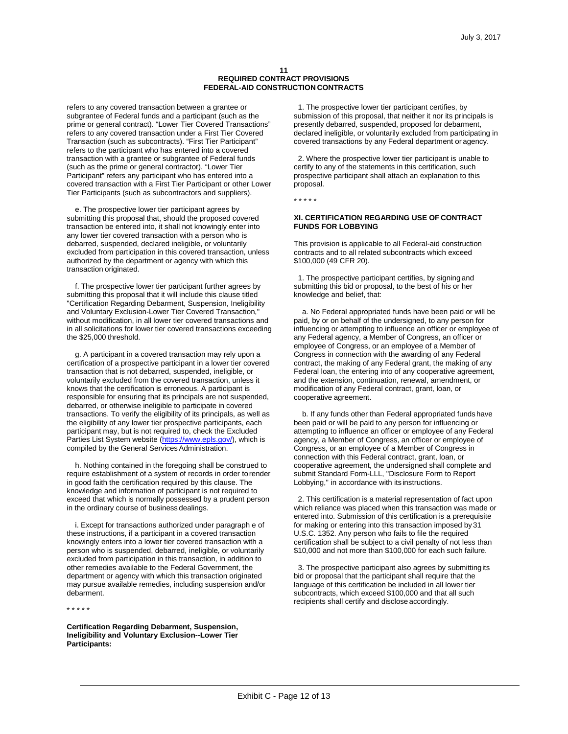refers to any covered transaction between a grantee or subgrantee of Federal funds and a participant (such as the prime or general contract). "Lower Tier Covered Transactions" refers to any covered transaction under a First Tier Covered Transaction (such as subcontracts). "First Tier Participant" refers to the participant who has entered into a covered transaction with a grantee or subgrantee of Federal funds (such as the prime or general contractor). "Lower Tier Participant" refers any participant who has entered into a covered transaction with a First Tier Participant or other Lower Tier Participants (such as subcontractors and suppliers).

e. The prospective lower tier participant agrees by submitting this proposal that, should the proposed covered transaction be entered into, it shall not knowingly enter into any lower tier covered transaction with a person who is debarred, suspended, declared ineligible, or voluntarily excluded from participation in this covered transaction, unless authorized by the department or agency with which this transaction originated.

f. The prospective lower tier participant further agrees by submitting this proposal that it will include this clause titled "Certification Regarding Debarment, Suspension, Ineligibility and Voluntary Exclusion-Lower Tier Covered Transaction," without modification, in all lower tier covered transactions and in all solicitations for lower tier covered transactions exceeding the $25,000 threshold.

g. A participant in a covered transaction may rely upon a certification of a prospective participant in a lower tier covered transaction that is not debarred, suspended, ineligible, or voluntarily excluded from the covered transaction, unless it knows that the certification is erroneous. A participant is responsible for ensuring that its principals are not suspended, debarred, or otherwise ineligible to participate in covered transactions. To verify the eligibility of its principals, as well as the eligibility of any lower tier prospective participants, each participant may, but is not required to, check the Excluded Parties List System website (https://www.epls.gov/), which is compiled by the General Services Administration.

h. Nothing contained in the foregoing shall be construed to require establishment of a system of records in order to render in good faith the certification required by this clause. The knowledge and information of participant is not required to exceed that which is normally possessed by a prudent person in the ordinary course of business dealings.

i. Except for transactions authorized under paragraph e of these instructions, if a participant in a covered transaction knowingly enters into a lower tier covered transaction with a person who is suspended, debarred, ineligible, or voluntarily excluded from participation in this transaction, in addition to other remedies available to the Federal Government, the department or agency with which this transaction originated may pursue available remedies, including suspension and/or debarment.

* * * * *

**Certification Regarding Debarment, Suspension, Ineligibility and Voluntary Exclusion--Lower Tier Participants:**

1. The prospective lower tier participant certifies, by submission of this proposal, that neither it nor its principals is presently debarred, suspended, proposed for debarment, declared ineligible, or voluntarily excluded from participating in covered transactions by any Federal department or agency.

2. Where the prospective lower tier participant is unable to certify to any of the statements in this certification, such prospective participant shall attach an explanation to this proposal.

* * * * *

**XI. CERTIFICATION REGARDING USE OF CONTRACT FUNDS FOR LOBBYING**

This provision is applicable to all Federal-aid construction contracts and to all related subcontracts which exceed $100,000 (49 CFR 20).

1. The prospective participant certifies, by signing and submitting this bid or proposal, to the best of his or her knowledge and belief, that:

a. No Federal appropriated funds have been paid or will be paid, by or on behalf of the undersigned, to any person for influencing or attempting to influence an officer or employee of any Federal agency, a Member of Congress, an officer or employee of Congress, or an employee of a Member of Congress in connection with the awarding of any Federal contract, the making of any Federal grant, the making of any Federal loan, the entering into of any cooperative agreement, and the extension, continuation, renewal, amendment, or modification of any Federal contract, grant, loan, or cooperative agreement.

b. If any funds other than Federal appropriated funds have been paid or will be paid to any person for influencing or attempting to influence an officer or employee of any Federal agency, a Member of Congress, an officer or employee of Congress, or an employee of a Member of Congress in connection with this Federal contract, grant, loan, or cooperative agreement, the undersigned shall complete and submit Standard Form-LLL, "Disclosure Form to Report Lobbying," in accordance with its instructions.

2. This certification is a material representation of fact upon which reliance was placed when this transaction was made or entered into. Submission of this certification is a prerequisite for making or entering into this transaction imposed by 31 U.S.C. 1352. Any person who fails to file the required certification shall be subject to a civil penalty of not less than $10,000 and not more than $100,000 for each such failure.

3. The prospective participant also agrees by submitting its bid or proposal that the participant shall require that the language of this certification be included in all lower tier subcontracts, which exceed $100,000 and that all such recipients shall certify and disclose accordingly.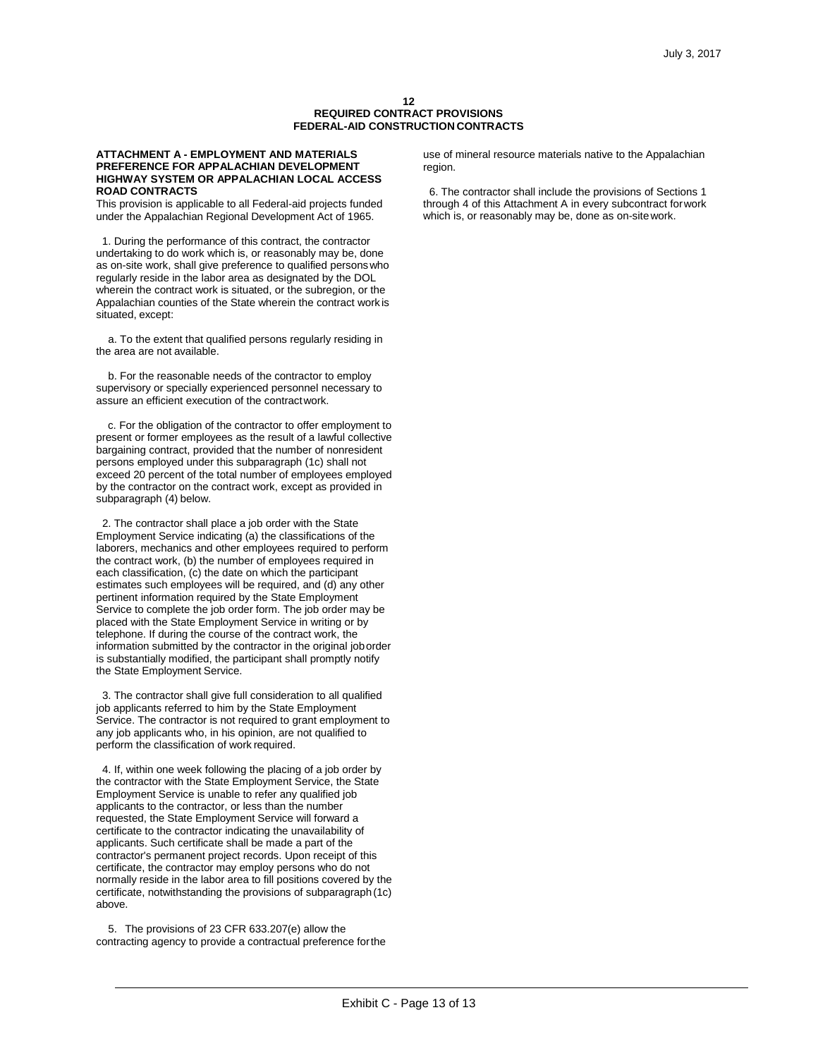## ATTACHMENT A - EMPLOYMENT AND MATERIALS PREFERENCE FOR APPALACHIAN DEVELOPMENT HIGHWAY SYSTEM OR APPALACHIAN LOCAL ACCESS ROAD CONTRACTS

This provision is applicable to all Federal-aid projects funded under the Appalachian Regional Development Act of 1965.

1. During the performance of this contract, the contractor undertaking to do work which is, or reasonably may be, done as on-site work, shall give preference to qualified persons who regularly reside in the labor area as designated by the DOL wherein the contract work is situated, or the subregion, or the Appalachian counties of the State wherein the contract work is situated, except:

   a. To the extent that qualified persons regularly residing in the area are not available.

   b. For the reasonable needs of the contractor to employ supervisory or specially experienced personnel necessary to assure an efficient execution of the contract work.

   c. For the obligation of the contractor to offer employment to present or former employees as the result of a lawful collective bargaining contract, provided that the number of nonresident persons employed under this subparagraph (1c) shall not exceed 20 percent of the total number of employees employed by the contractor on the contract work, except as provided in subparagraph (4) below.

2. The contractor shall place a job order with the State Employment Service indicating (a) the classifications of the laborers, mechanics and other employees required to perform the contract work, (b) the number of employees required in each classification, (c) the date on which the participant estimates such employees will be required, and (d) any other pertinent information required by the State Employment Service to complete the job order form. The job order may be placed with the State Employment Service in writing or by telephone. If during the course of the contract work, the information submitted by the contractor in the original job order is substantially modified, the participant shall promptly notify the State Employment Service.

3. The contractor shall give full consideration to all qualified job applicants referred to him by the State Employment Service. The contractor is not required to grant employment to any job applicants who, in his opinion, are not qualified to perform the classification of work required.

4. If, within one week following the placing of a job order by the contractor with the State Employment Service, the State Employment Service is unable to refer any qualified job applicants to the contractor, or less than the number requested, the State Employment Service will forward a certificate to the contractor indicating the unavailability of applicants. Such certificate shall be made a part of the contractor's permanent project records. Upon receipt of this certificate, the contractor may employ persons who do not normally reside in the labor area to fill positions covered by the certificate, notwithstanding the provisions of subparagraph (1c) above.

5. The provisions of 23 CFR 633.207(e) allow the contracting agency to provide a contractual preference for the use of mineral resource materials native to the Appalachian region.

6. The contractor shall include the provisions of Sections 1 through 4 of this Attachment A in every subcontract for work which is, or reasonably may be, done as on-site work.